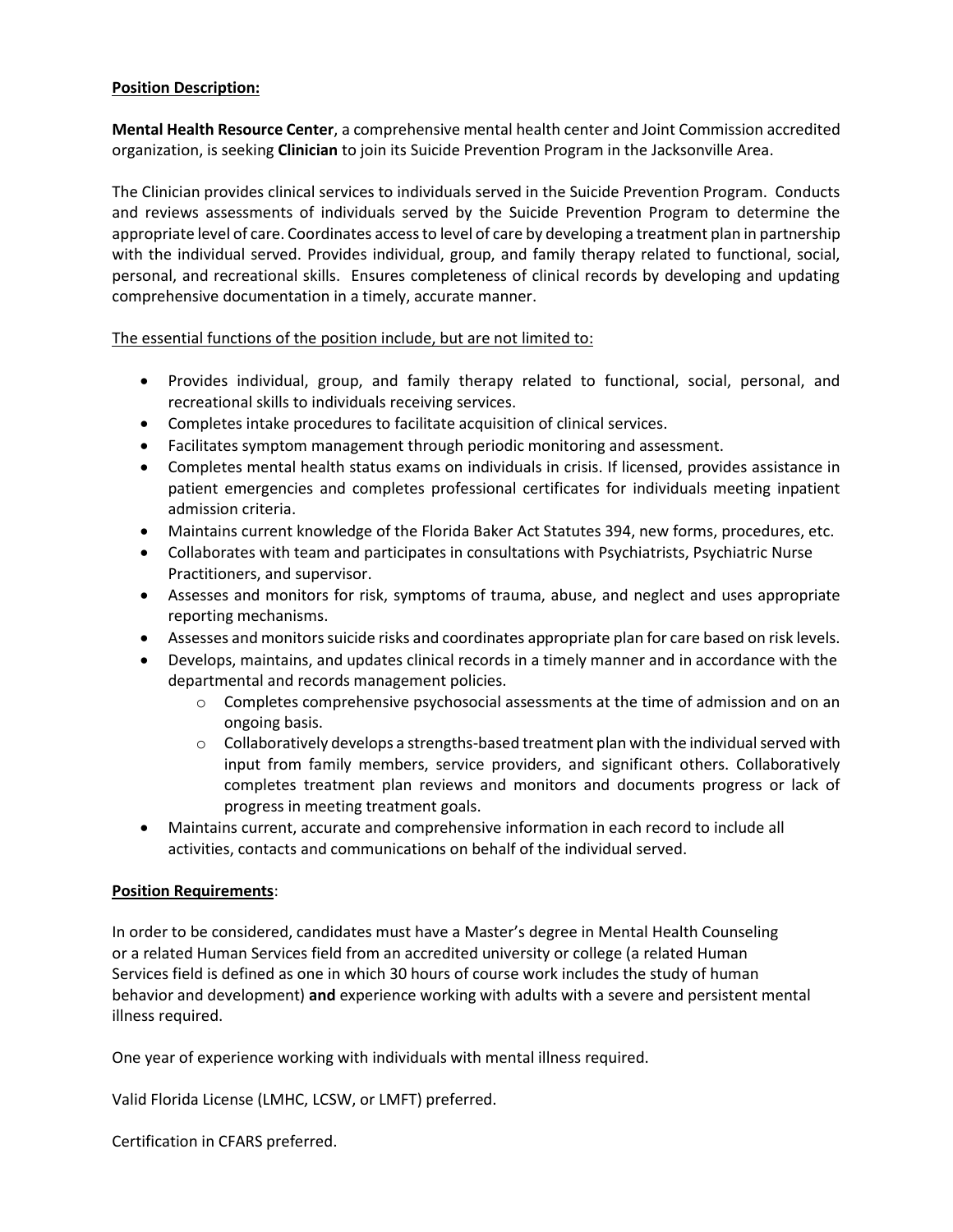**<u>Position Description:</u>**

**Mental Health Resource Center**, a comprehensive mental health center and Joint Commission accredited organization, is seeking **Clinician** to join its Suicide Prevention Program in the Jacksonville Area.

The Clinician provides clinical services to individuals served in the Suicide Prevention Program. Conducts and reviews assessments of individuals served by the Suicide Prevention Program to determine the appropriate level of care. Coordinates access to level of care by developing a treatment plan in partnership with the individual served. Provides individual, group, and family therapy related to functional, social, personal, and recreational skills. Ensures completeness of clinical records by developing and updating comprehensive documentation in a timely, accurate manner.

<u>The essential functions of the position include, but are not limited to:</u>

- Provides individual, group, and family therapy related to functional, social, personal, and recreational skills to individuals receiving services.
- Completes intake procedures to facilitate acquisition of clinical services.
- Facilitates symptom management through periodic monitoring and assessment.
- Completes mental health status exams on individuals in crisis. If licensed, provides assistance in patient emergencies and completes professional certificates for individuals meeting inpatient admission criteria.
- Maintains current knowledge of the Florida Baker Act Statutes 394, new forms, procedures, etc.
- Collaborates with team and participates in consultations with Psychiatrists, Psychiatric Nurse Practitioners, and supervisor.
- Assesses and monitors for risk, symptoms of trauma, abuse, and neglect and uses appropriate reporting mechanisms.
- Assesses and monitors suicide risks and coordinates appropriate plan for care based on risk levels.
- Develops, maintains, and updates clinical records in a timely manner and in accordance with the departmental and records management policies.
  - Completes comprehensive psychosocial assessments at the time of admission and on an ongoing basis.
  - Collaboratively develops a strengths-based treatment plan with the individual served with input from family members, service providers, and significant others. Collaboratively completes treatment plan reviews and monitors and documents progress or lack of progress in meeting treatment goals.
- Maintains current, accurate and comprehensive information in each record to include all activities, contacts and communications on behalf of the individual served.

**<u>Position Requirements</u>**:

In order to be considered, candidates must have a Master's degree in Mental Health Counseling or a related Human Services field from an accredited university or college (a related Human Services field is defined as one in which 30 hours of course work includes the study of human behavior and development) **and** experience working with adults with a severe and persistent mental illness required.

One year of experience working with individuals with mental illness required.

Valid Florida License (LMHC, LCSW, or LMFT) preferred.

Certification in CFARS preferred.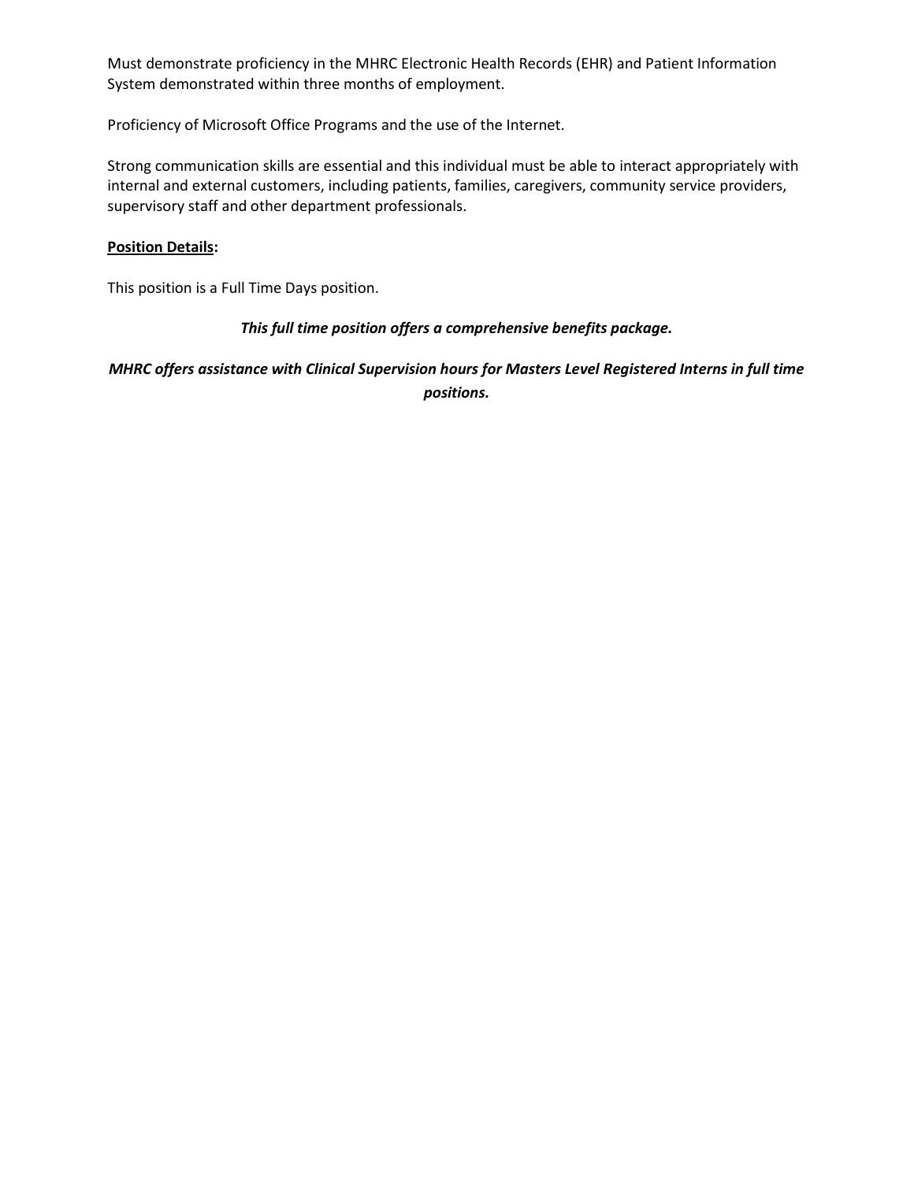Must demonstrate proficiency in the MHRC Electronic Health Records (EHR) and Patient Information System demonstrated within three months of employment.

Proficiency of Microsoft Office Programs and the use of the Internet.

Strong communication skills are essential and this individual must be able to interact appropriately with internal and external customers, including patients, families, caregivers, community service providers, supervisory staff and other department professionals.

**Position Details:**

This position is a Full Time Days position.

***This full time position offers a comprehensive benefits package.***

***MHRC offers assistance with Clinical Supervision hours for Masters Level Registered Interns in full time positions.***